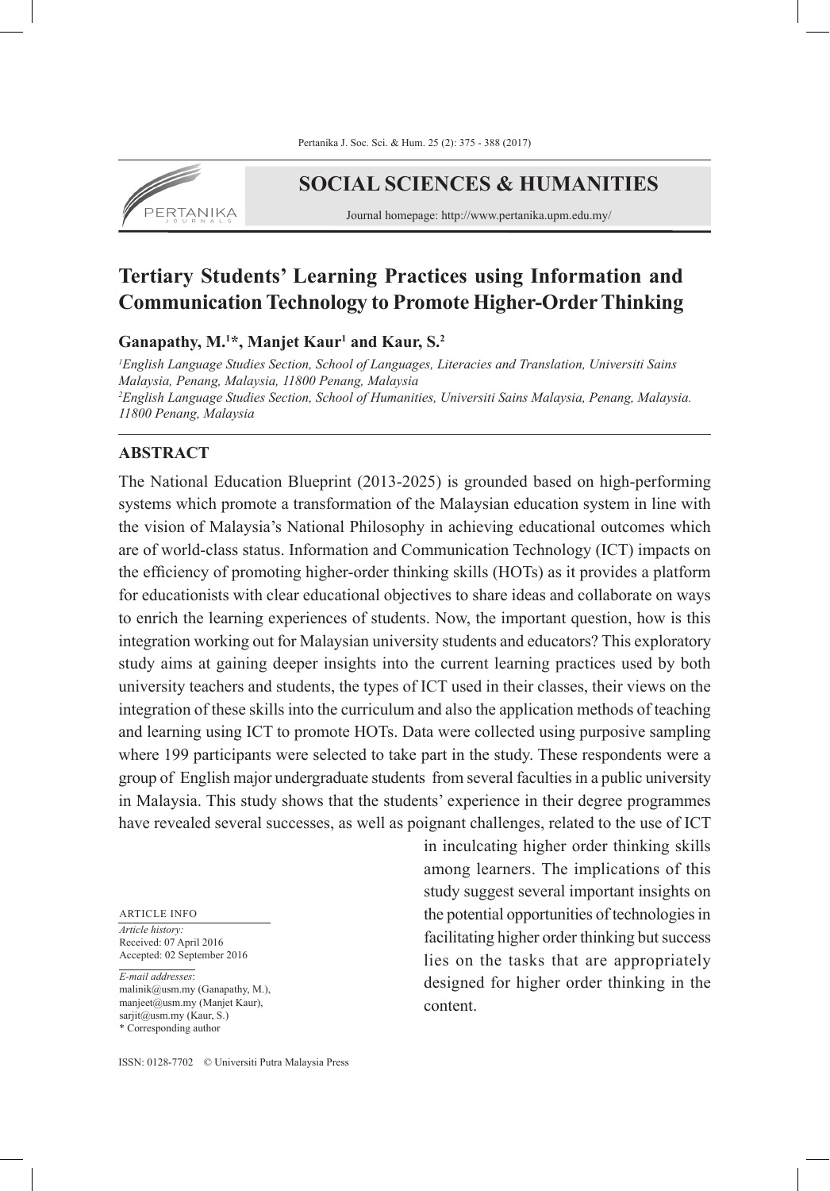# SOCIAL SCIENCES & HUMANITIES

Journal homepage: http://www.pertanika.upm.edu.my/

# Tertiary Students' Learning Practices using Information and Communication Technology to Promote Higher-Order Thinking

**Ganapathy, M.[1]\*, Manjet Kaur[1] and Kaur, S.[2]**

*[1]English Language Studies Section, School of Languages, Literacies and Translation, Universiti Sains Malaysia, Penang, Malaysia, 11800 Penang, Malaysia*
*[2]English Language Studies Section, School of Humanities, Universiti Sains Malaysia, Penang, Malaysia. 11800 Penang, Malaysia*

## ABSTRACT

The National Education Blueprint (2013-2025) is grounded based on high-performing systems which promote a transformation of the Malaysian education system in line with the vision of Malaysia's National Philosophy in achieving educational outcomes which are of world-class status. Information and Communication Technology (ICT) impacts on the efficiency of promoting higher-order thinking skills (HOTs) as it provides a platform for educationists with clear educational objectives to share ideas and collaborate on ways to enrich the learning experiences of students. Now, the important question, how is this integration working out for Malaysian university students and educators? This exploratory study aims at gaining deeper insights into the current learning practices used by both university teachers and students, the types of ICT used in their classes, their views on the integration of these skills into the curriculum and also the application methods of teaching and learning using ICT to promote HOTs. Data were collected using purposive sampling where 199 participants were selected to take part in the study. These respondents were a group of English major undergraduate students from several faculties in a public university in Malaysia. This study shows that the students' experience in their degree programmes have revealed several successes, as well as poignant challenges, related to the use of ICT in inculcating higher order thinking skills among learners. The implications of this study suggest several important insights on the potential opportunities of technologies in facilitating higher order thinking but success lies on the tasks that are appropriately designed for higher order thinking in the content.

ARTICLE INFO

*Article history:*
Received: 07 April 2016
Accepted: 02 September 2016

*E-mail addresses*:
malinik@usm.my (Ganapathy, M.),
manjeet@usm.my (Manjet Kaur),
sarjit@usm.my (Kaur, S.)
\* Corresponding author

ISSN: 0128-7702 © Universiti Putra Malaysia Press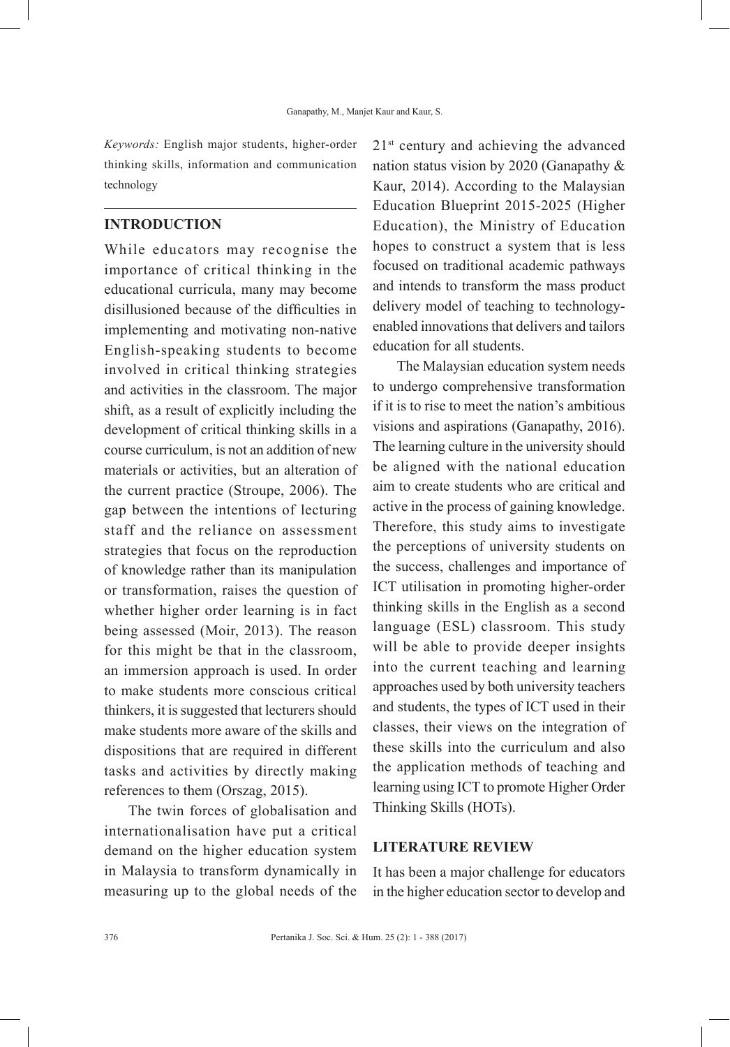*Keywords:* English major students, higher-order thinking skills, information and communication technology

## INTRODUCTION

While educators may recognise the importance of critical thinking in the educational curricula, many may become disillusioned because of the difficulties in implementing and motivating non-native English-speaking students to become involved in critical thinking strategies and activities in the classroom. The major shift, as a result of explicitly including the development of critical thinking skills in a course curriculum, is not an addition of new materials or activities, but an alteration of the current practice (Stroupe, 2006). The gap between the intentions of lecturing staff and the reliance on assessment strategies that focus on the reproduction of knowledge rather than its manipulation or transformation, raises the question of whether higher order learning is in fact being assessed (Moir, 2013). The reason for this might be that in the classroom, an immersion approach is used. In order to make students more conscious critical thinkers, it is suggested that lecturers should make students more aware of the skills and dispositions that are required in different tasks and activities by directly making references to them (Orszag, 2015).

The twin forces of globalisation and internationalisation have put a critical demand on the higher education system in Malaysia to transform dynamically in measuring up to the global needs of the 21st century and achieving the advanced nation status vision by 2020 (Ganapathy & Kaur, 2014). According to the Malaysian Education Blueprint 2015-2025 (Higher Education), the Ministry of Education hopes to construct a system that is less focused on traditional academic pathways and intends to transform the mass product delivery model of teaching to technology-enabled innovations that delivers and tailors education for all students.

The Malaysian education system needs to undergo comprehensive transformation if it is to rise to meet the nation's ambitious visions and aspirations (Ganapathy, 2016). The learning culture in the university should be aligned with the national education aim to create students who are critical and active in the process of gaining knowledge. Therefore, this study aims to investigate the perceptions of university students on the success, challenges and importance of ICT utilisation in promoting higher-order thinking skills in the English as a second language (ESL) classroom. This study will be able to provide deeper insights into the current teaching and learning approaches used by both university teachers and students, the types of ICT used in their classes, their views on the integration of these skills into the curriculum and also the application methods of teaching and learning using ICT to promote Higher Order Thinking Skills (HOTs).

## LITERATURE REVIEW

It has been a major challenge for educators in the higher education sector to develop and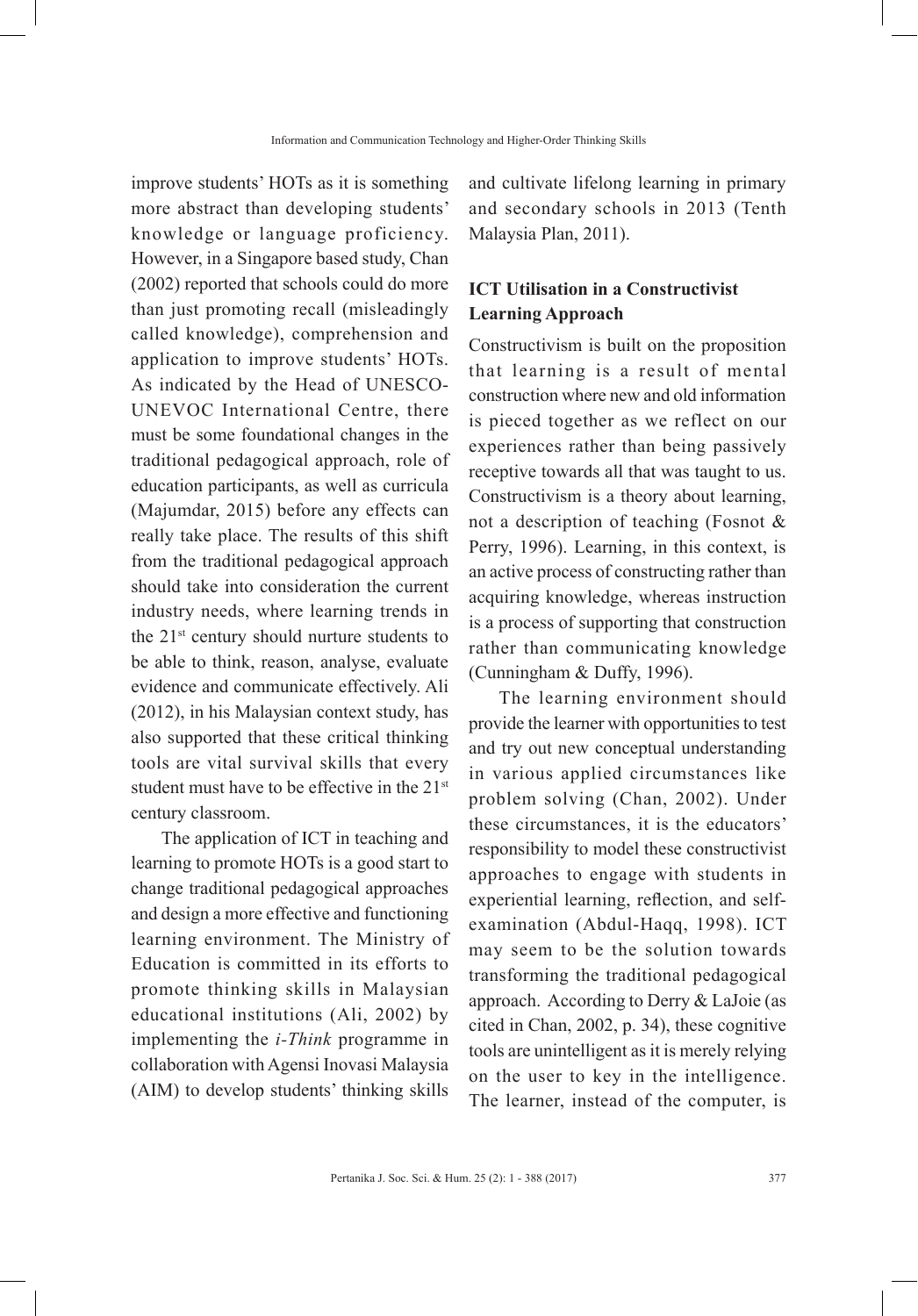improve students' HOTs as it is something more abstract than developing students' knowledge or language proficiency. However, in a Singapore based study, Chan (2002) reported that schools could do more than just promoting recall (misleadingly called knowledge), comprehension and application to improve students' HOTs. As indicated by the Head of UNESCO-UNEVOC International Centre, there must be some foundational changes in the traditional pedagogical approach, role of education participants, as well as curricula (Majumdar, 2015) before any effects can really take place. The results of this shift from the traditional pedagogical approach should take into consideration the current industry needs, where learning trends in the 21st century should nurture students to be able to think, reason, analyse, evaluate evidence and communicate effectively. Ali (2012), in his Malaysian context study, has also supported that these critical thinking tools are vital survival skills that every student must have to be effective in the 21st century classroom.

The application of ICT in teaching and learning to promote HOTs is a good start to change traditional pedagogical approaches and design a more effective and functioning learning environment. The Ministry of Education is committed in its efforts to promote thinking skills in Malaysian educational institutions (Ali, 2002) by implementing the *i-Think* programme in collaboration with Agensi Inovasi Malaysia (AIM) to develop students' thinking skills and cultivate lifelong learning in primary and secondary schools in 2013 (Tenth Malaysia Plan, 2011).

## ICT Utilisation in a Constructivist Learning Approach

Constructivism is built on the proposition that learning is a result of mental construction where new and old information is pieced together as we reflect on our experiences rather than being passively receptive towards all that was taught to us. Constructivism is a theory about learning, not a description of teaching (Fosnot & Perry, 1996). Learning, in this context, is an active process of constructing rather than acquiring knowledge, whereas instruction is a process of supporting that construction rather than communicating knowledge (Cunningham & Duffy, 1996).

The learning environment should provide the learner with opportunities to test and try out new conceptual understanding in various applied circumstances like problem solving (Chan, 2002). Under these circumstances, it is the educators' responsibility to model these constructivist approaches to engage with students in experiential learning, reflection, and self-examination (Abdul-Haqq, 1998). ICT may seem to be the solution towards transforming the traditional pedagogical approach. According to Derry & LaJoie (as cited in Chan, 2002, p. 34), these cognitive tools are unintelligent as it is merely relying on the user to key in the intelligence. The learner, instead of the computer, is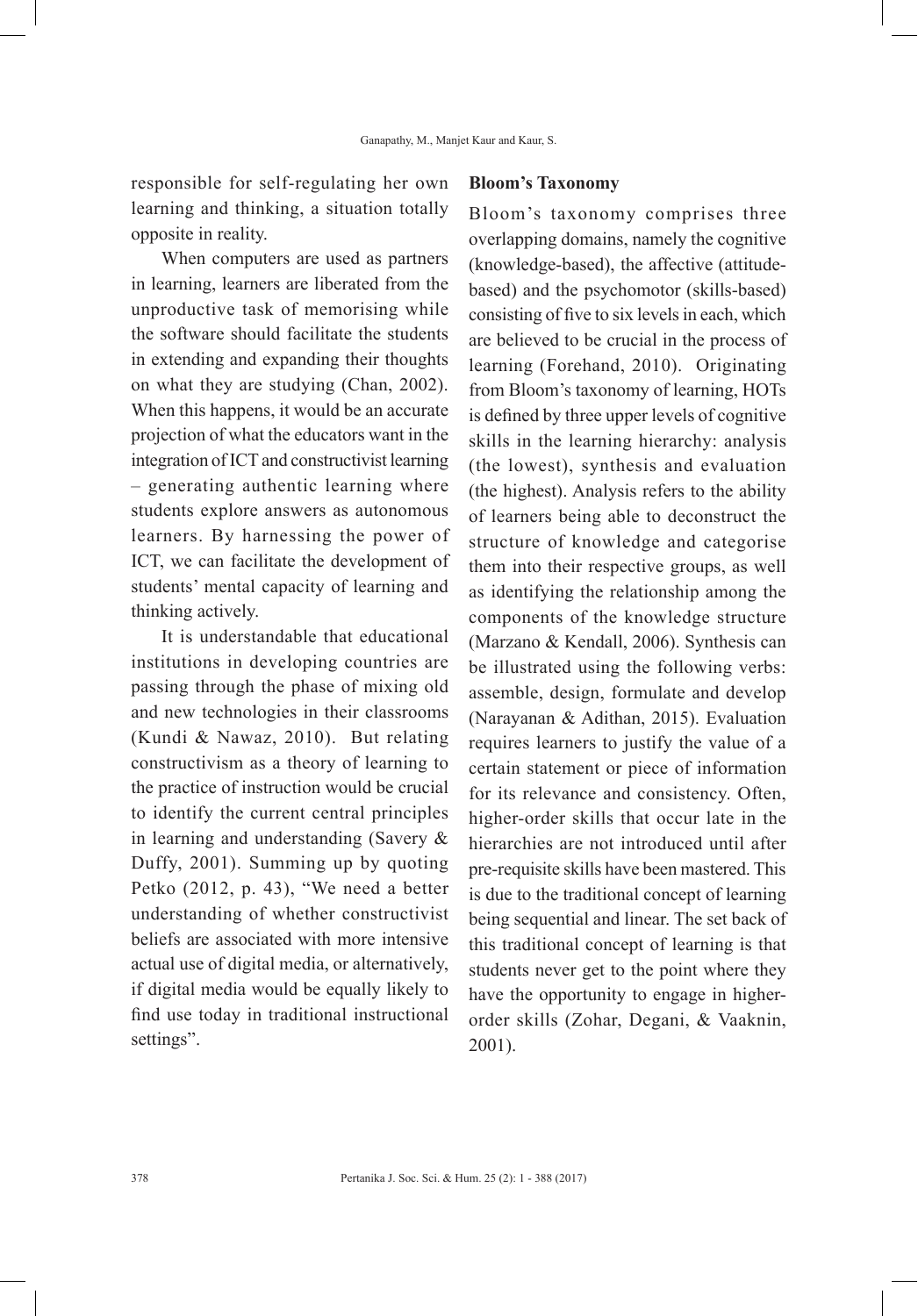responsible for self-regulating her own learning and thinking, a situation totally opposite in reality.

When computers are used as partners in learning, learners are liberated from the unproductive task of memorising while the software should facilitate the students in extending and expanding their thoughts on what they are studying (Chan, 2002). When this happens, it would be an accurate projection of what the educators want in the integration of ICT and constructivist learning – generating authentic learning where students explore answers as autonomous learners. By harnessing the power of ICT, we can facilitate the development of students' mental capacity of learning and thinking actively.

It is understandable that educational institutions in developing countries are passing through the phase of mixing old and new technologies in their classrooms (Kundi & Nawaz, 2010). But relating constructivism as a theory of learning to the practice of instruction would be crucial to identify the current central principles in learning and understanding (Savery & Duffy, 2001). Summing up by quoting Petko (2012, p. 43), "We need a better understanding of whether constructivist beliefs are associated with more intensive actual use of digital media, or alternatively, if digital media would be equally likely to find use today in traditional instructional settings".

### Bloom's Taxonomy

Bloom's taxonomy comprises three overlapping domains, namely the cognitive (knowledge-based), the affective (attitude-based) and the psychomotor (skills-based) consisting of five to six levels in each, which are believed to be crucial in the process of learning (Forehand, 2010). Originating from Bloom's taxonomy of learning, HOTs is defined by three upper levels of cognitive skills in the learning hierarchy: analysis (the lowest), synthesis and evaluation (the highest). Analysis refers to the ability of learners being able to deconstruct the structure of knowledge and categorise them into their respective groups, as well as identifying the relationship among the components of the knowledge structure (Marzano & Kendall, 2006). Synthesis can be illustrated using the following verbs: assemble, design, formulate and develop (Narayanan & Adithan, 2015). Evaluation requires learners to justify the value of a certain statement or piece of information for its relevance and consistency. Often, higher-order skills that occur late in the hierarchies are not introduced until after pre-requisite skills have been mastered. This is due to the traditional concept of learning being sequential and linear. The set back of this traditional concept of learning is that students never get to the point where they have the opportunity to engage in higher-order skills (Zohar, Degani, & Vaaknin, 2001).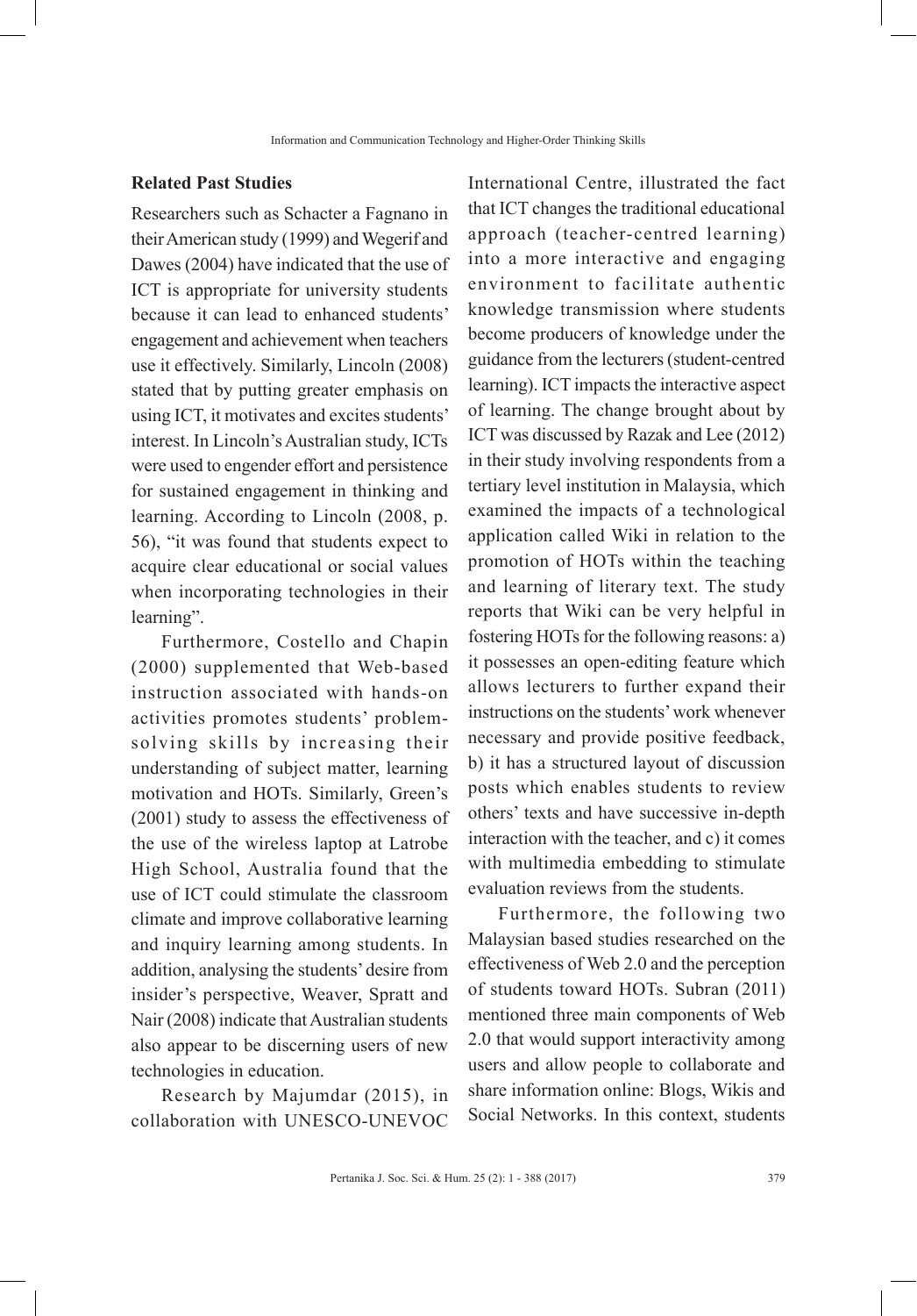## Related Past Studies

Researchers such as Schacter a Fagnano in their American study (1999) and Wegerif and Dawes (2004) have indicated that the use of ICT is appropriate for university students because it can lead to enhanced students' engagement and achievement when teachers use it effectively. Similarly, Lincoln (2008) stated that by putting greater emphasis on using ICT, it motivates and excites students' interest. In Lincoln's Australian study, ICTs were used to engender effort and persistence for sustained engagement in thinking and learning. According to Lincoln (2008, p. 56), "it was found that students expect to acquire clear educational or social values when incorporating technologies in their learning".

Furthermore, Costello and Chapin (2000) supplemented that Web-based instruction associated with hands-on activities promotes students' problem-solving skills by increasing their understanding of subject matter, learning motivation and HOTs. Similarly, Green's (2001) study to assess the effectiveness of the use of the wireless laptop at Latrobe High School, Australia found that the use of ICT could stimulate the classroom climate and improve collaborative learning and inquiry learning among students. In addition, analysing the students' desire from insider's perspective, Weaver, Spratt and Nair (2008) indicate that Australian students also appear to be discerning users of new technologies in education.

Research by Majumdar (2015), in collaboration with UNESCO-UNEVOC International Centre, illustrated the fact that ICT changes the traditional educational approach (teacher-centred learning) into a more interactive and engaging environment to facilitate authentic knowledge transmission where students become producers of knowledge under the guidance from the lecturers (student-centred learning). ICT impacts the interactive aspect of learning. The change brought about by ICT was discussed by Razak and Lee (2012) in their study involving respondents from a tertiary level institution in Malaysia, which examined the impacts of a technological application called Wiki in relation to the promotion of HOTs within the teaching and learning of literary text. The study reports that Wiki can be very helpful in fostering HOTs for the following reasons: a) it possesses an open-editing feature which allows lecturers to further expand their instructions on the students' work whenever necessary and provide positive feedback, b) it has a structured layout of discussion posts which enables students to review others' texts and have successive in-depth interaction with the teacher, and c) it comes with multimedia embedding to stimulate evaluation reviews from the students.

Furthermore, the following two Malaysian based studies researched on the effectiveness of Web 2.0 and the perception of students toward HOTs. Subran (2011) mentioned three main components of Web 2.0 that would support interactivity among users and allow people to collaborate and share information online: Blogs, Wikis and Social Networks. In this context, students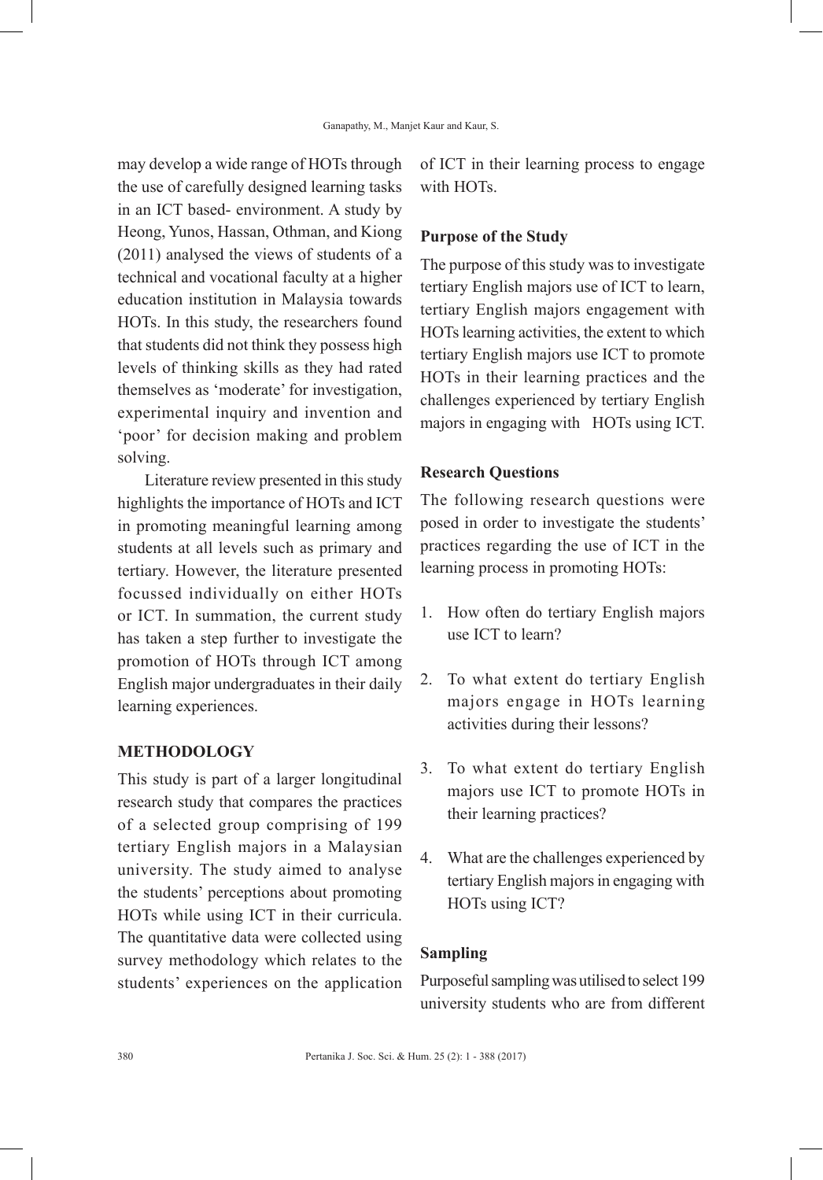may develop a wide range of HOTs through the use of carefully designed learning tasks in an ICT based- environment. A study by Heong, Yunos, Hassan, Othman, and Kiong (2011) analysed the views of students of a technical and vocational faculty at a higher education institution in Malaysia towards HOTs. In this study, the researchers found that students did not think they possess high levels of thinking skills as they had rated themselves as 'moderate' for investigation, experimental inquiry and invention and 'poor' for decision making and problem solving.

Literature review presented in this study highlights the importance of HOTs and ICT in promoting meaningful learning among students at all levels such as primary and tertiary. However, the literature presented focussed individually on either HOTs or ICT. In summation, the current study has taken a step further to investigate the promotion of HOTs through ICT among English major undergraduates in their daily learning experiences.

## METHODOLOGY

This study is part of a larger longitudinal research study that compares the practices of a selected group comprising of 199 tertiary English majors in a Malaysian university. The study aimed to analyse the students' perceptions about promoting HOTs while using ICT in their curricula. The quantitative data were collected using survey methodology which relates to the students' experiences on the application of ICT in their learning process to engage with HOTs.

### Purpose of the Study

The purpose of this study was to investigate tertiary English majors use of ICT to learn, tertiary English majors engagement with HOTs learning activities, the extent to which tertiary English majors use ICT to promote HOTs in their learning practices and the challenges experienced by tertiary English majors in engaging with HOTs using ICT.

### Research Questions

The following research questions were posed in order to investigate the students' practices regarding the use of ICT in the learning process in promoting HOTs:

1. How often do tertiary English majors use ICT to learn?
2. To what extent do tertiary English majors engage in HOTs learning activities during their lessons?
3. To what extent do tertiary English majors use ICT to promote HOTs in their learning practices?
4. What are the challenges experienced by tertiary English majors in engaging with HOTs using ICT?

### Sampling

Purposeful sampling was utilised to select 199 university students who are from different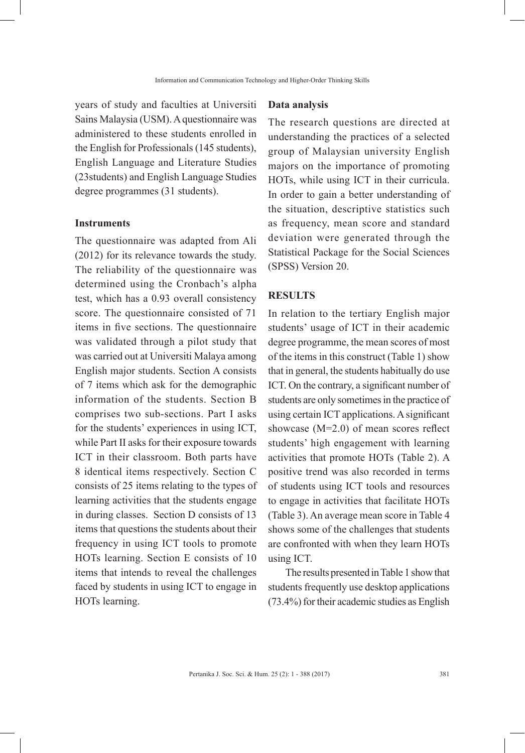years of study and faculties at Universiti Sains Malaysia (USM). A questionnaire was administered to these students enrolled in the English for Professionals (145 students), English Language and Literature Studies (23students) and English Language Studies degree programmes (31 students).

### Instruments

The questionnaire was adapted from Ali (2012) for its relevance towards the study. The reliability of the questionnaire was determined using the Cronbach's alpha test, which has a 0.93 overall consistency score. The questionnaire consisted of 71 items in five sections. The questionnaire was validated through a pilot study that was carried out at Universiti Malaya among English major students. Section A consists of 7 items which ask for the demographic information of the students. Section B comprises two sub-sections. Part I asks for the students' experiences in using ICT, while Part II asks for their exposure towards ICT in their classroom. Both parts have 8 identical items respectively. Section C consists of 25 items relating to the types of learning activities that the students engage in during classes. Section D consists of 13 items that questions the students about their frequency in using ICT tools to promote HOTs learning. Section E consists of 10 items that intends to reveal the challenges faced by students in using ICT to engage in HOTs learning.

### Data analysis

The research questions are directed at understanding the practices of a selected group of Malaysian university English majors on the importance of promoting HOTs, while using ICT in their curricula. In order to gain a better understanding of the situation, descriptive statistics such as frequency, mean score and standard deviation were generated through the Statistical Package for the Social Sciences (SPSS) Version 20.

## RESULTS

In relation to the tertiary English major students' usage of ICT in their academic degree programme, the mean scores of most of the items in this construct (Table 1) show that in general, the students habitually do use ICT. On the contrary, a significant number of students are only sometimes in the practice of using certain ICT applications. A significant showcase (M=2.0) of mean scores reflect students' high engagement with learning activities that promote HOTs (Table 2). A positive trend was also recorded in terms of students using ICT tools and resources to engage in activities that facilitate HOTs (Table 3). An average mean score in Table 4 shows some of the challenges that students are confronted with when they learn HOTs using ICT.

The results presented in Table 1 show that students frequently use desktop applications (73.4%) for their academic studies as English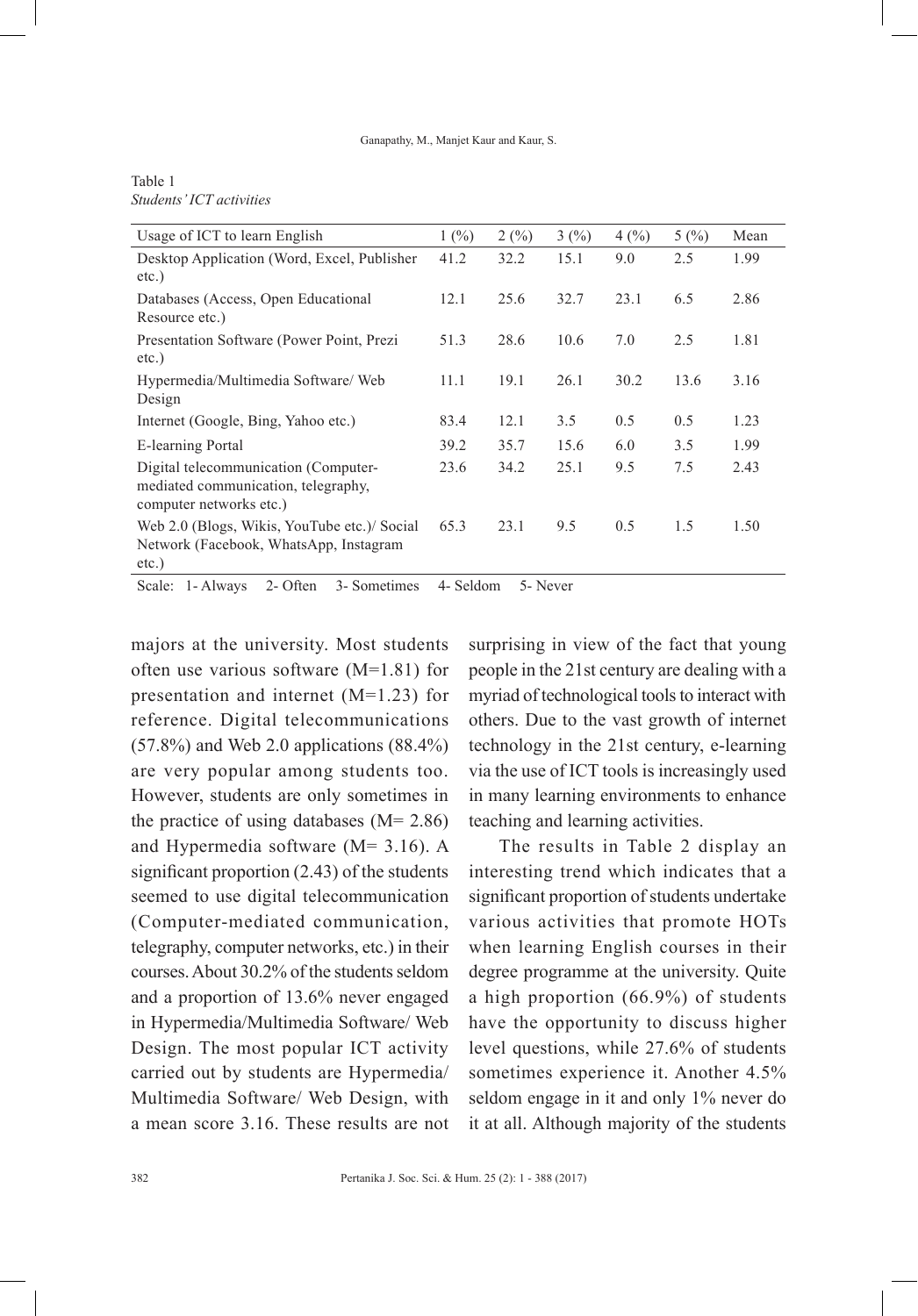Table 1
*Students' ICT activities*

| Usage of ICT to learn English | 1 (%) | 2 (%) | 3 (%) | 4 (%) | 5 (%) | Mean |
|---|---|---|---|---|---|---|
| Desktop Application (Word, Excel, Publisher etc.) | 41.2 | 32.2 | 15.1 | 9.0 | 2.5 | 1.99 |
| Databases (Access, Open Educational Resource etc.) | 12.1 | 25.6 | 32.7 | 23.1 | 6.5 | 2.86 |
| Presentation Software (Power Point, Prezi etc.) | 51.3 | 28.6 | 10.6 | 7.0 | 2.5 | 1.81 |
| Hypermedia/Multimedia Software/ Web Design | 11.1 | 19.1 | 26.1 | 30.2 | 13.6 | 3.16 |
| Internet (Google, Bing, Yahoo etc.) | 83.4 | 12.1 | 3.5 | 0.5 | 0.5 | 1.23 |
| E-learning Portal | 39.2 | 35.7 | 15.6 | 6.0 | 3.5 | 1.99 |
| Digital telecommunication (Computer-mediated communication, telegraphy, computer networks etc.) | 23.6 | 34.2 | 25.1 | 9.5 | 7.5 | 2.43 |
| Web 2.0 (Blogs, Wikis, YouTube etc.)/ Social Network (Facebook, WhatsApp, Instagram etc.) | 65.3 | 23.1 | 9.5 | 0.5 | 1.5 | 1.50 |

Scale: 1- Always 2- Often 3- Sometimes 4- Seldom 5- Never

majors at the university. Most students often use various software (M=1.81) for presentation and internet (M=1.23) for reference. Digital telecommunications (57.8%) and Web 2.0 applications (88.4%) are very popular among students too. However, students are only sometimes in the practice of using databases (M= 2.86) and Hypermedia software (M= 3.16). A significant proportion (2.43) of the students seemed to use digital telecommunication (Computer-mediated communication, telegraphy, computer networks, etc.) in their courses. About 30.2% of the students seldom and a proportion of 13.6% never engaged in Hypermedia/Multimedia Software/ Web Design. The most popular ICT activity carried out by students are Hypermedia/ Multimedia Software/ Web Design, with a mean score 3.16. These results are not surprising in view of the fact that young people in the 21st century are dealing with a myriad of technological tools to interact with others. Due to the vast growth of internet technology in the 21st century, e-learning via the use of ICT tools is increasingly used in many learning environments to enhance teaching and learning activities.

The results in Table 2 display an interesting trend which indicates that a significant proportion of students undertake various activities that promote HOTs when learning English courses in their degree programme at the university. Quite a high proportion (66.9%) of students have the opportunity to discuss higher level questions, while 27.6% of students sometimes experience it. Another 4.5% seldom engage in it and only 1% never do it at all. Although majority of the students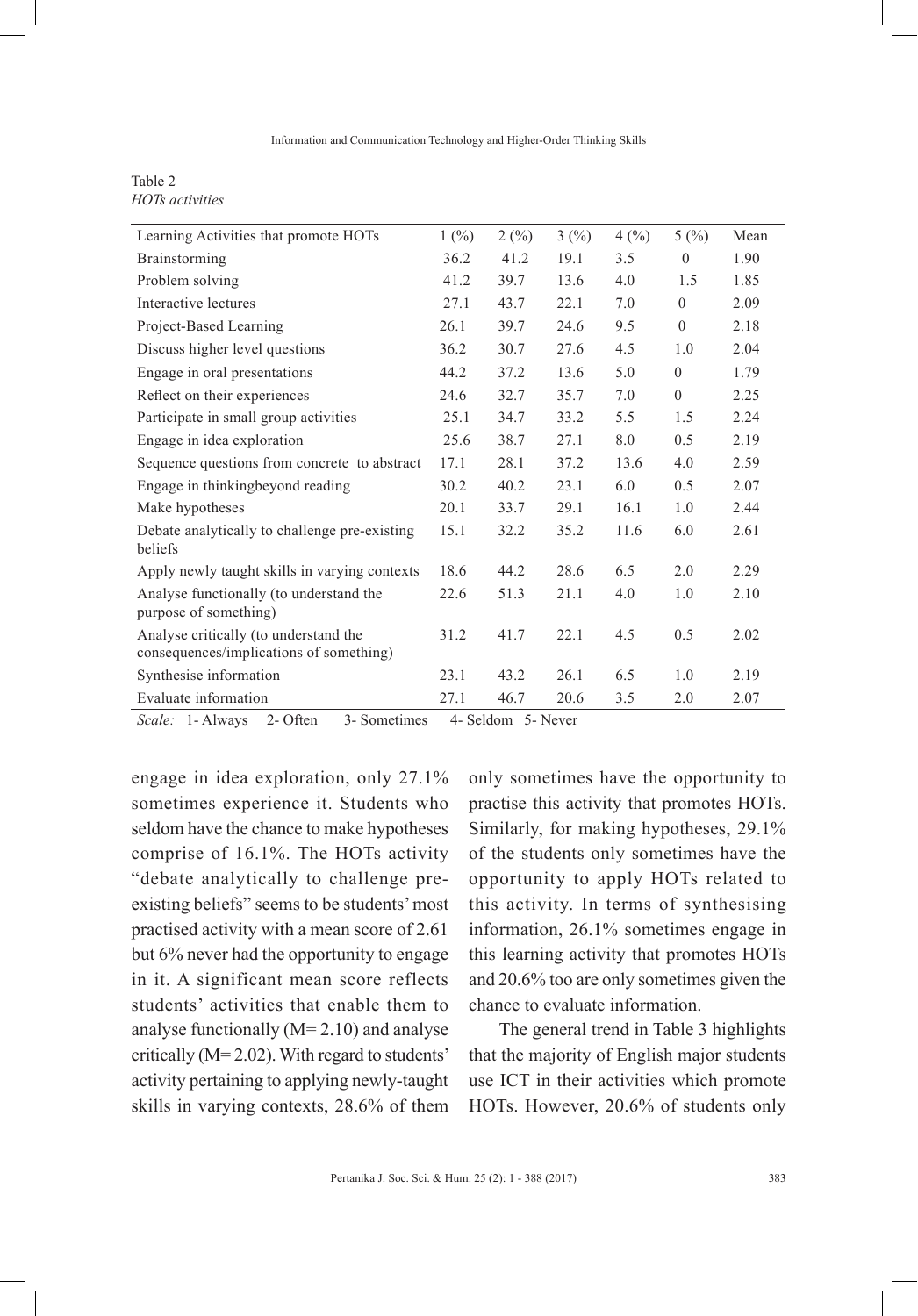Table 2
*HOTs activities*

| Learning Activities that promote HOTs | 1 (%) | 2 (%) | 3 (%) | 4 (%) | 5 (%) | Mean |
|---|---|---|---|---|---|---|
| Brainstorming | 36.2 | 41.2 | 19.1 | 3.5 | 0 | 1.90 |
| Problem solving | 41.2 | 39.7 | 13.6 | 4.0 | 1.5 | 1.85 |
| Interactive lectures | 27.1 | 43.7 | 22.1 | 7.0 | 0 | 2.09 |
| Project-Based Learning | 26.1 | 39.7 | 24.6 | 9.5 | 0 | 2.18 |
| Discuss higher level questions | 36.2 | 30.7 | 27.6 | 4.5 | 1.0 | 2.04 |
| Engage in oral presentations | 44.2 | 37.2 | 13.6 | 5.0 | 0 | 1.79 |
| Reflect on their experiences | 24.6 | 32.7 | 35.7 | 7.0 | 0 | 2.25 |
| Participate in small group activities | 25.1 | 34.7 | 33.2 | 5.5 | 1.5 | 2.24 |
| Engage in idea exploration | 25.6 | 38.7 | 27.1 | 8.0 | 0.5 | 2.19 |
| Sequence questions from concrete to abstract | 17.1 | 28.1 | 37.2 | 13.6 | 4.0 | 2.59 |
| Engage in thinkingbeyond reading | 30.2 | 40.2 | 23.1 | 6.0 | 0.5 | 2.07 |
| Make hypotheses | 20.1 | 33.7 | 29.1 | 16.1 | 1.0 | 2.44 |
| Debate analytically to challenge pre-existing beliefs | 15.1 | 32.2 | 35.2 | 11.6 | 6.0 | 2.61 |
| Apply newly taught skills in varying contexts | 18.6 | 44.2 | 28.6 | 6.5 | 2.0 | 2.29 |
| Analyse functionally (to understand the purpose of something) | 22.6 | 51.3 | 21.1 | 4.0 | 1.0 | 2.10 |
| Analyse critically (to understand the consequences/implications of something) | 31.2 | 41.7 | 22.1 | 4.5 | 0.5 | 2.02 |
| Synthesise information | 23.1 | 43.2 | 26.1 | 6.5 | 1.0 | 2.19 |
| Evaluate information | 27.1 | 46.7 | 20.6 | 3.5 | 2.0 | 2.07 |

*Scale:* 1- Always 2- Often 3- Sometimes 4- Seldom 5- Never

engage in idea exploration, only 27.1% sometimes experience it. Students who seldom have the chance to make hypotheses comprise of 16.1%. The HOTs activity "debate analytically to challenge pre-existing beliefs" seems to be students' most practised activity with a mean score of 2.61 but 6% never had the opportunity to engage in it. A significant mean score reflects students' activities that enable them to analyse functionally (M= 2.10) and analyse critically (M= 2.02). With regard to students' activity pertaining to applying newly-taught skills in varying contexts, 28.6% of them only sometimes have the opportunity to practise this activity that promotes HOTs. Similarly, for making hypotheses, 29.1% of the students only sometimes have the opportunity to apply HOTs related to this activity. In terms of synthesising information, 26.1% sometimes engage in this learning activity that promotes HOTs and 20.6% too are only sometimes given the chance to evaluate information.

The general trend in Table 3 highlights that the majority of English major students use ICT in their activities which promote HOTs. However, 20.6% of students only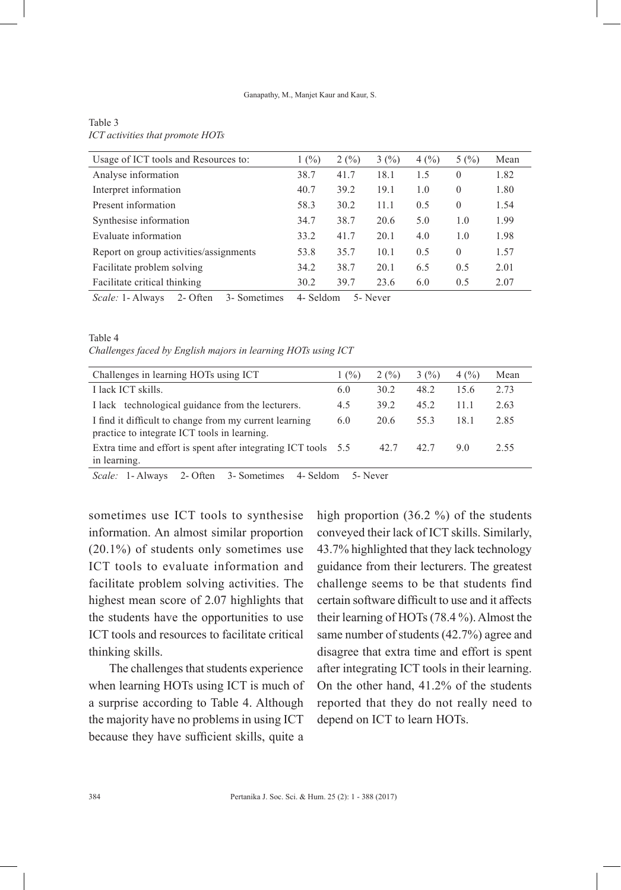Table 3
*ICT activities that promote HOTs*

| Usage of ICT tools and Resources to: | 1 (%) | 2 (%) | 3 (%) | 4 (%) | 5 (%) | Mean |
|---|---|---|---|---|---|---|
| Analyse information | 38.7 | 41.7 | 18.1 | 1.5 | 0 | 1.82 |
| Interpret information | 40.7 | 39.2 | 19.1 | 1.0 | 0 | 1.80 |
| Present information | 58.3 | 30.2 | 11.1 | 0.5 | 0 | 1.54 |
| Synthesise information | 34.7 | 38.7 | 20.6 | 5.0 | 1.0 | 1.99 |
| Evaluate information | 33.2 | 41.7 | 20.1 | 4.0 | 1.0 | 1.98 |
| Report on group activities/assignments | 53.8 | 35.7 | 10.1 | 0.5 | 0 | 1.57 |
| Facilitate problem solving | 34.2 | 38.7 | 20.1 | 6.5 | 0.5 | 2.01 |
| Facilitate critical thinking | 30.2 | 39.7 | 23.6 | 6.0 | 0.5 | 2.07 |

*Scale:* 1- Always 2- Often 3- Sometimes 4- Seldom 5- Never

Table 4
*Challenges faced by English majors in learning HOTs using ICT*

| Challenges in learning HOTs using ICT | 1 (%) | 2 (%) | 3 (%) | 4 (%) | Mean |
|---|---|---|---|---|---|
| I lack ICT skills. | 6.0 | 30.2 | 48.2 | 15.6 | 2.73 |
| I lack technological guidance from the lecturers. | 4.5 | 39.2 | 45.2 | 11.1 | 2.63 |
| I find it difficult to change from my current learning practice to integrate ICT tools in learning. | 6.0 | 20.6 | 55.3 | 18.1 | 2.85 |
| Extra time and effort is spent after integrating ICT tools in learning. | 5.5 | 42.7 | 42.7 | 9.0 | 2.55 |

*Scale:* 1- Always 2- Often 3- Sometimes 4- Seldom 5- Never

sometimes use ICT tools to synthesise information. An almost similar proportion (20.1%) of students only sometimes use ICT tools to evaluate information and facilitate problem solving activities. The highest mean score of 2.07 highlights that the students have the opportunities to use ICT tools and resources to facilitate critical thinking skills.

The challenges that students experience when learning HOTs using ICT is much of a surprise according to Table 4. Although the majority have no problems in using ICT because they have sufficient skills, quite a high proportion (36.2 %) of the students conveyed their lack of ICT skills. Similarly, 43.7% highlighted that they lack technology guidance from their lecturers. The greatest challenge seems to be that students find certain software difficult to use and it affects their learning of HOTs (78.4 %). Almost the same number of students (42.7%) agree and disagree that extra time and effort is spent after integrating ICT tools in their learning. On the other hand, 41.2% of the students reported that they do not really need to depend on ICT to learn HOTs.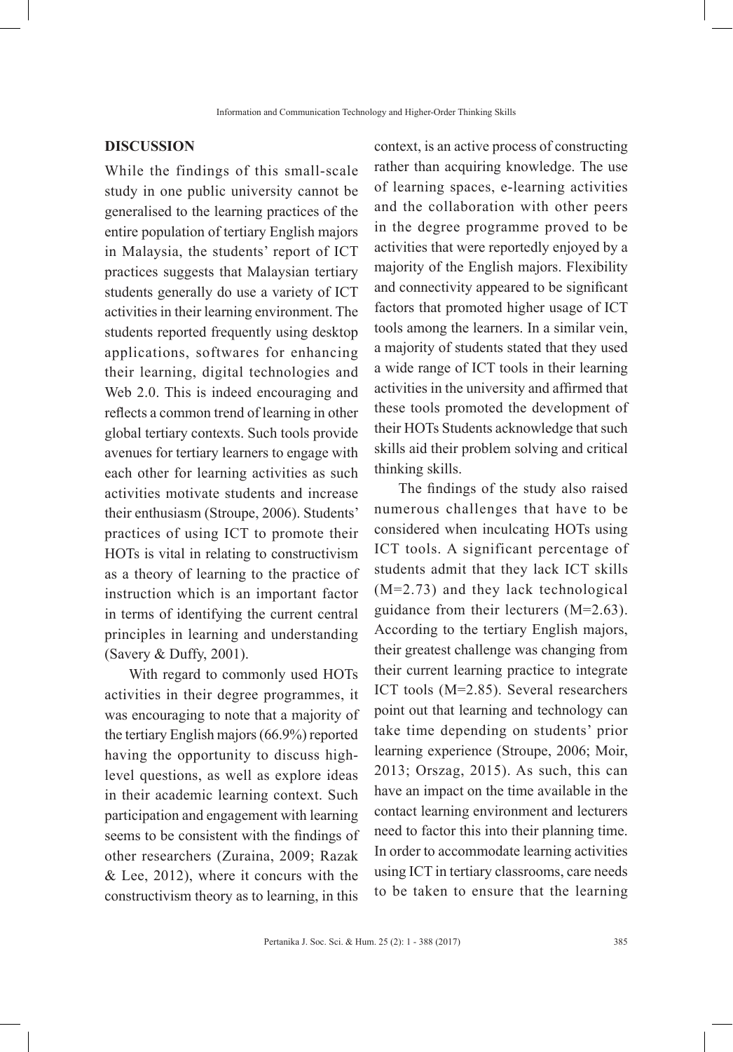## DISCUSSION

While the findings of this small-scale study in one public university cannot be generalised to the learning practices of the entire population of tertiary English majors in Malaysia, the students' report of ICT practices suggests that Malaysian tertiary students generally do use a variety of ICT activities in their learning environment. The students reported frequently using desktop applications, softwares for enhancing their learning, digital technologies and Web 2.0. This is indeed encouraging and reflects a common trend of learning in other global tertiary contexts. Such tools provide avenues for tertiary learners to engage with each other for learning activities as such activities motivate students and increase their enthusiasm (Stroupe, 2006). Students' practices of using ICT to promote their HOTs is vital in relating to constructivism as a theory of learning to the practice of instruction which is an important factor in terms of identifying the current central principles in learning and understanding (Savery & Duffy, 2001).

With regard to commonly used HOTs activities in their degree programmes, it was encouraging to note that a majority of the tertiary English majors (66.9%) reported having the opportunity to discuss high-level questions, as well as explore ideas in their academic learning context. Such participation and engagement with learning seems to be consistent with the findings of other researchers (Zuraina, 2009; Razak & Lee, 2012), where it concurs with the constructivism theory as to learning, in this context, is an active process of constructing rather than acquiring knowledge. The use of learning spaces, e-learning activities and the collaboration with other peers in the degree programme proved to be activities that were reportedly enjoyed by a majority of the English majors. Flexibility and connectivity appeared to be significant factors that promoted higher usage of ICT tools among the learners. In a similar vein, a majority of students stated that they used a wide range of ICT tools in their learning activities in the university and affirmed that these tools promoted the development of their HOTs Students acknowledge that such skills aid their problem solving and critical thinking skills.

The findings of the study also raised numerous challenges that have to be considered when inculcating HOTs using ICT tools. A significant percentage of students admit that they lack ICT skills (M=2.73) and they lack technological guidance from their lecturers (M=2.63). According to the tertiary English majors, their greatest challenge was changing from their current learning practice to integrate ICT tools (M=2.85). Several researchers point out that learning and technology can take time depending on students' prior learning experience (Stroupe, 2006; Moir, 2013; Orszag, 2015). As such, this can have an impact on the time available in the contact learning environment and lecturers need to factor this into their planning time. In order to accommodate learning activities using ICT in tertiary classrooms, care needs to be taken to ensure that the learning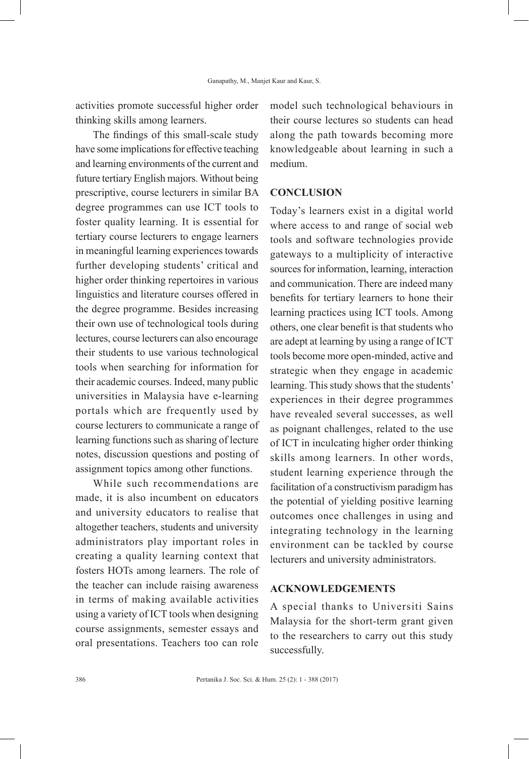activities promote successful higher order thinking skills among learners.

The findings of this small-scale study have some implications for effective teaching and learning environments of the current and future tertiary English majors. Without being prescriptive, course lecturers in similar BA degree programmes can use ICT tools to foster quality learning. It is essential for tertiary course lecturers to engage learners in meaningful learning experiences towards further developing students' critical and higher order thinking repertoires in various linguistics and literature courses offered in the degree programme. Besides increasing their own use of technological tools during lectures, course lecturers can also encourage their students to use various technological tools when searching for information for their academic courses. Indeed, many public universities in Malaysia have e-learning portals which are frequently used by course lecturers to communicate a range of learning functions such as sharing of lecture notes, discussion questions and posting of assignment topics among other functions.

While such recommendations are made, it is also incumbent on educators and university educators to realise that altogether teachers, students and university administrators play important roles in creating a quality learning context that fosters HOTs among learners. The role of the teacher can include raising awareness in terms of making available activities using a variety of ICT tools when designing course assignments, semester essays and oral presentations. Teachers too can role model such technological behaviours in their course lectures so students can head along the path towards becoming more knowledgeable about learning in such a medium.

## CONCLUSION

Today's learners exist in a digital world where access to and range of social web tools and software technologies provide gateways to a multiplicity of interactive sources for information, learning, interaction and communication. There are indeed many benefits for tertiary learners to hone their learning practices using ICT tools. Among others, one clear benefit is that students who are adept at learning by using a range of ICT tools become more open-minded, active and strategic when they engage in academic learning. This study shows that the students' experiences in their degree programmes have revealed several successes, as well as poignant challenges, related to the use of ICT in inculcating higher order thinking skills among learners. In other words, student learning experience through the facilitation of a constructivism paradigm has the potential of yielding positive learning outcomes once challenges in using and integrating technology in the learning environment can be tackled by course lecturers and university administrators.

## ACKNOWLEDGEMENTS

A special thanks to Universiti Sains Malaysia for the short-term grant given to the researchers to carry out this study successfully.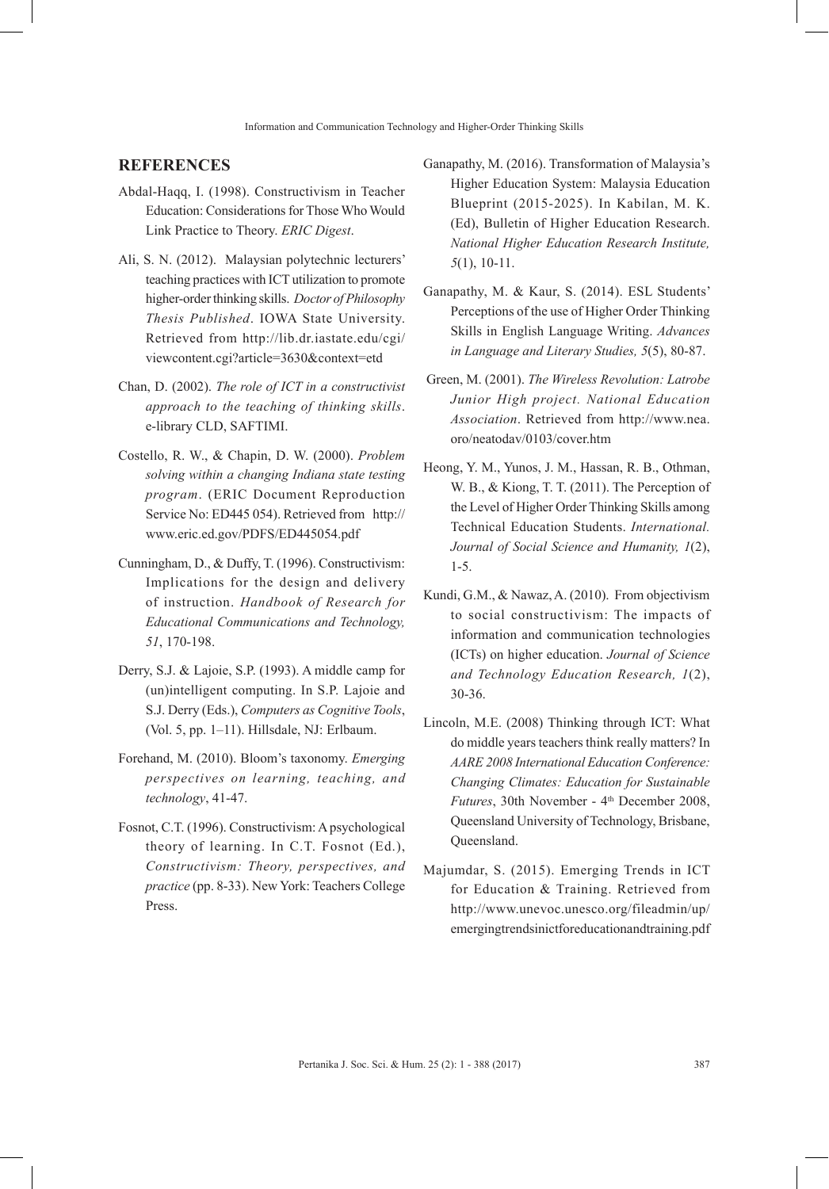## REFERENCES

Abdal-Haqq, I. (1998). Constructivism in Teacher Education: Considerations for Those Who Would Link Practice to Theory. *ERIC Digest*.

Ali, S. N. (2012). Malaysian polytechnic lecturers' teaching practices with ICT utilization to promote higher-order thinking skills. *Doctor of Philosophy Thesis Published*. IOWA State University. Retrieved from http://lib.dr.iastate.edu/cgi/viewcontent.cgi?article=3630&context=etd

Chan, D. (2002). *The role of ICT in a constructivist approach to the teaching of thinking skills*. e-library CLD, SAFTIMI.

Costello, R. W., & Chapin, D. W. (2000). *Problem solving within a changing Indiana state testing program*. (ERIC Document Reproduction Service No: ED445 054). Retrieved from http://www.eric.ed.gov/PDFS/ED445054.pdf

Cunningham, D., & Duffy, T. (1996). Constructivism: Implications for the design and delivery of instruction. *Handbook of Research for Educational Communications and Technology, 51*, 170-198.

Derry, S.J. & Lajoie, S.P. (1993). A middle camp for (un)intelligent computing. In S.P. Lajoie and S.J. Derry (Eds.), *Computers as Cognitive Tools*, (Vol. 5, pp. 1–11). Hillsdale, NJ: Erlbaum.

Forehand, M. (2010). Bloom's taxonomy. *Emerging perspectives on learning, teaching, and technology*, 41-47.

Fosnot, C.T. (1996). Constructivism: A psychological theory of learning. In C.T. Fosnot (Ed.), *Constructivism: Theory, perspectives, and practice* (pp. 8-33). New York: Teachers College Press.

Ganapathy, M. (2016). Transformation of Malaysia's Higher Education System: Malaysia Education Blueprint (2015-2025). In Kabilan, M. K. (Ed), Bulletin of Higher Education Research. *National Higher Education Research Institute, 5*(1), 10-11.

Ganapathy, M. & Kaur, S. (2014). ESL Students' Perceptions of the use of Higher Order Thinking Skills in English Language Writing. *Advances in Language and Literary Studies, 5*(5), 80-87.

Green, M. (2001). *The Wireless Revolution: Latrobe Junior High project. National Education Association*. Retrieved from http://www.nea.oro/neatodav/0103/cover.htm

Heong, Y. M., Yunos, J. M., Hassan, R. B., Othman, W. B., & Kiong, T. T. (2011). The Perception of the Level of Higher Order Thinking Skills among Technical Education Students. *International. Journal of Social Science and Humanity, 1*(2), 1-5.

Kundi, G.M., & Nawaz, A. (2010). From objectivism to social constructivism: The impacts of information and communication technologies (ICTs) on higher education. *Journal of Science and Technology Education Research, 1*(2), 30-36.

Lincoln, M.E. (2008) Thinking through ICT: What do middle years teachers think really matters? In *AARE 2008 International Education Conference: Changing Climates: Education for Sustainable Futures*, 30th November - 4th December 2008, Queensland University of Technology, Brisbane, Queensland.

Majumdar, S. (2015). Emerging Trends in ICT for Education & Training. Retrieved from http://www.unevoc.unesco.org/fileadmin/up/emergingtrendsinictforeducationandtraining.pdf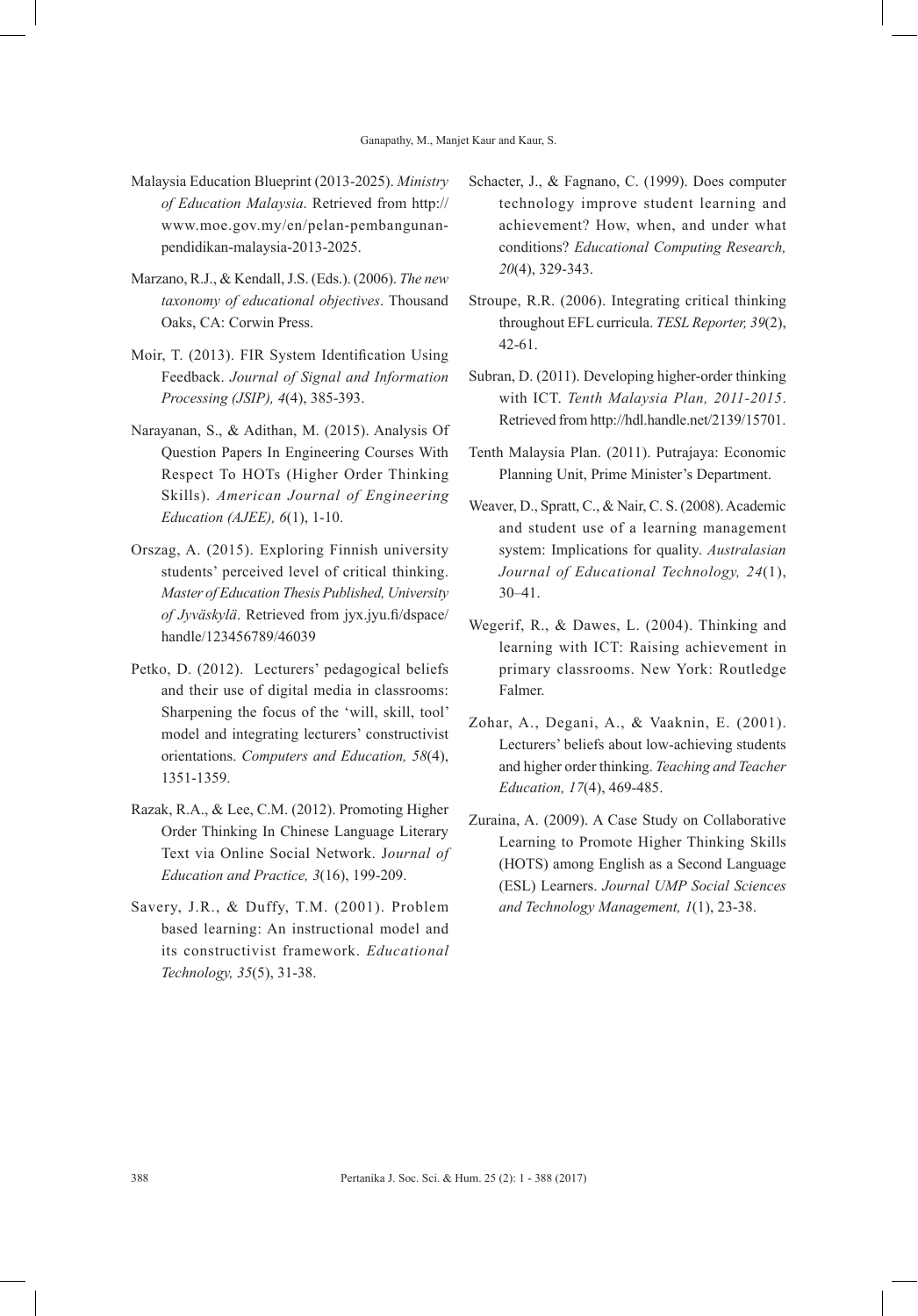Malaysia Education Blueprint (2013-2025). *Ministry of Education Malaysia*. Retrieved from http://www.moe.gov.my/en/pelan-pembangunan-pendidikan-malaysia-2013-2025.

Marzano, R.J., & Kendall, J.S. (Eds.). (2006). *The new taxonomy of educational objectives*. Thousand Oaks, CA: Corwin Press.

Moir, T. (2013). FIR System Identification Using Feedback. *Journal of Signal and Information Processing (JSIP), 4*(4), 385-393.

Narayanan, S., & Adithan, M. (2015). Analysis Of Question Papers In Engineering Courses With Respect To HOTs (Higher Order Thinking Skills). *American Journal of Engineering Education (AJEE), 6*(1), 1-10.

Orszag, A. (2015). Exploring Finnish university students' perceived level of critical thinking. *Master of Education Thesis Published, University of Jyväskylä*. Retrieved from jyx.jyu.fi/dspace/handle/123456789/46039

Petko, D. (2012). Lecturers' pedagogical beliefs and their use of digital media in classrooms: Sharpening the focus of the 'will, skill, tool' model and integrating lecturers' constructivist orientations. *Computers and Education, 58*(4), 1351-1359.

Razak, R.A., & Lee, C.M. (2012). Promoting Higher Order Thinking In Chinese Language Literary Text via Online Social Network. J*ournal of Education and Practice, 3*(16), 199-209.

Savery, J.R., & Duffy, T.M. (2001). Problem based learning: An instructional model and its constructivist framework. *Educational Technology, 35*(5), 31-38.

Schacter, J., & Fagnano, C. (1999). Does computer technology improve student learning and achievement? How, when, and under what conditions? *Educational Computing Research, 20*(4), 329-343.

Stroupe, R.R. (2006). Integrating critical thinking throughout EFL curricula. *TESL Reporter, 39*(2), 42-61.

Subran, D. (2011). Developing higher-order thinking with ICT. *Tenth Malaysia Plan, 2011-2015*. Retrieved from http://hdl.handle.net/2139/15701.

Tenth Malaysia Plan. (2011). Putrajaya: Economic Planning Unit, Prime Minister's Department.

Weaver, D., Spratt, C., & Nair, C. S. (2008). Academic and student use of a learning management system: Implications for quality. *Australasian Journal of Educational Technology, 24*(1), 30–41.

Wegerif, R., & Dawes, L. (2004). Thinking and learning with ICT: Raising achievement in primary classrooms. New York: Routledge Falmer.

Zohar, A., Degani, A., & Vaaknin, E. (2001). Lecturers' beliefs about low-achieving students and higher order thinking. *Teaching and Teacher Education, 17*(4), 469-485.

Zuraina, A. (2009). A Case Study on Collaborative Learning to Promote Higher Thinking Skills (HOTS) among English as a Second Language (ESL) Learners. *Journal UMP Social Sciences and Technology Management, 1*(1), 23-38.